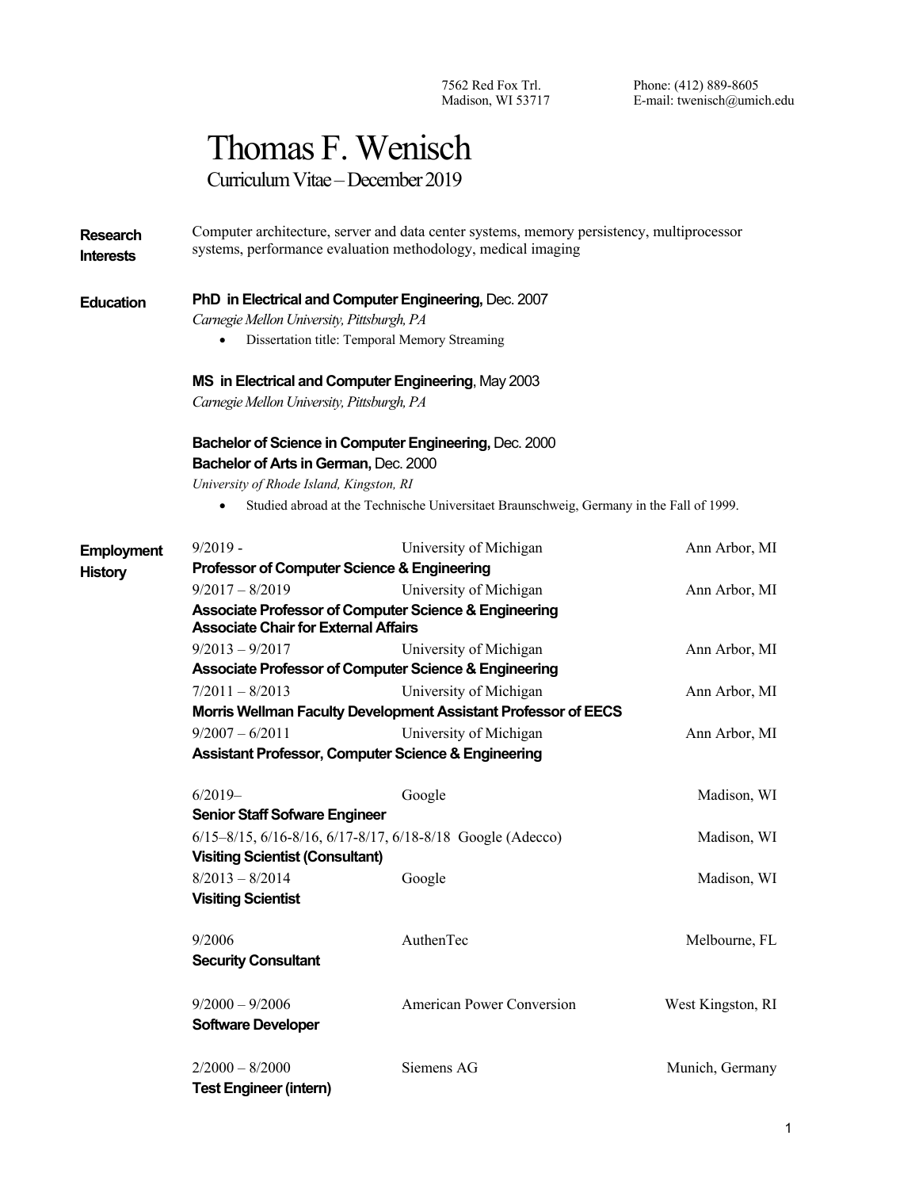7562 Red Fox Trl.
Madison, WI 53717

Phone: (412) 889-8605
E-mail: twenisch@umich.edu

# Thomas F. Wenisch

Curriculum Vitae – December 2019

## Research Interests

Computer architecture, server and data center systems, memory persistency, multiprocessor systems, performance evaluation methodology, medical imaging

## Education

**PhD in Electrical and Computer Engineering,** Dec. 2007
*Carnegie Mellon University, Pittsburgh, PA*

- Dissertation title: Temporal Memory Streaming

**MS in Electrical and Computer Engineering**, May 2003
*Carnegie Mellon University, Pittsburgh, PA*

**Bachelor of Science in Computer Engineering,** Dec. 2000
**Bachelor of Arts in German,** Dec. 2000
*University of Rhode Island, Kingston, RI*

- Studied abroad at the Technische Universitaet Braunschweig, Germany in the Fall of 1999.

## Employment History

9/2019 - | University of Michigan | Ann Arbor, MI
**Professor of Computer Science & Engineering**

9/2017 – 8/2019 | University of Michigan | Ann Arbor, MI
**Associate Professor of Computer Science & Engineering**
**Associate Chair for External Affairs**

9/2013 – 9/2017 | University of Michigan | Ann Arbor, MI
**Associate Professor of Computer Science & Engineering**

7/2011 – 8/2013 | University of Michigan | Ann Arbor, MI
**Morris Wellman Faculty Development Assistant Professor of EECS**

9/2007 – 6/2011 | University of Michigan | Ann Arbor, MI
**Assistant Professor, Computer Science & Engineering**

6/2019– | Google | Madison, WI
**Senior Staff Sofware Engineer**

6/15–8/15, 6/16-8/16, 6/17-8/17, 6/18-8/18 | Google (Adecco) | Madison, WI
**Visiting Scientist (Consultant)**

8/2013 – 8/2014 | Google | Madison, WI
**Visiting Scientist**

9/2006 | AuthenTec | Melbourne, FL
**Security Consultant**

9/2000 – 9/2006 | American Power Conversion | West Kingston, RI
**Software Developer**

2/2000 – 8/2000 | Siemens AG | Munich, Germany
**Test Engineer (intern)**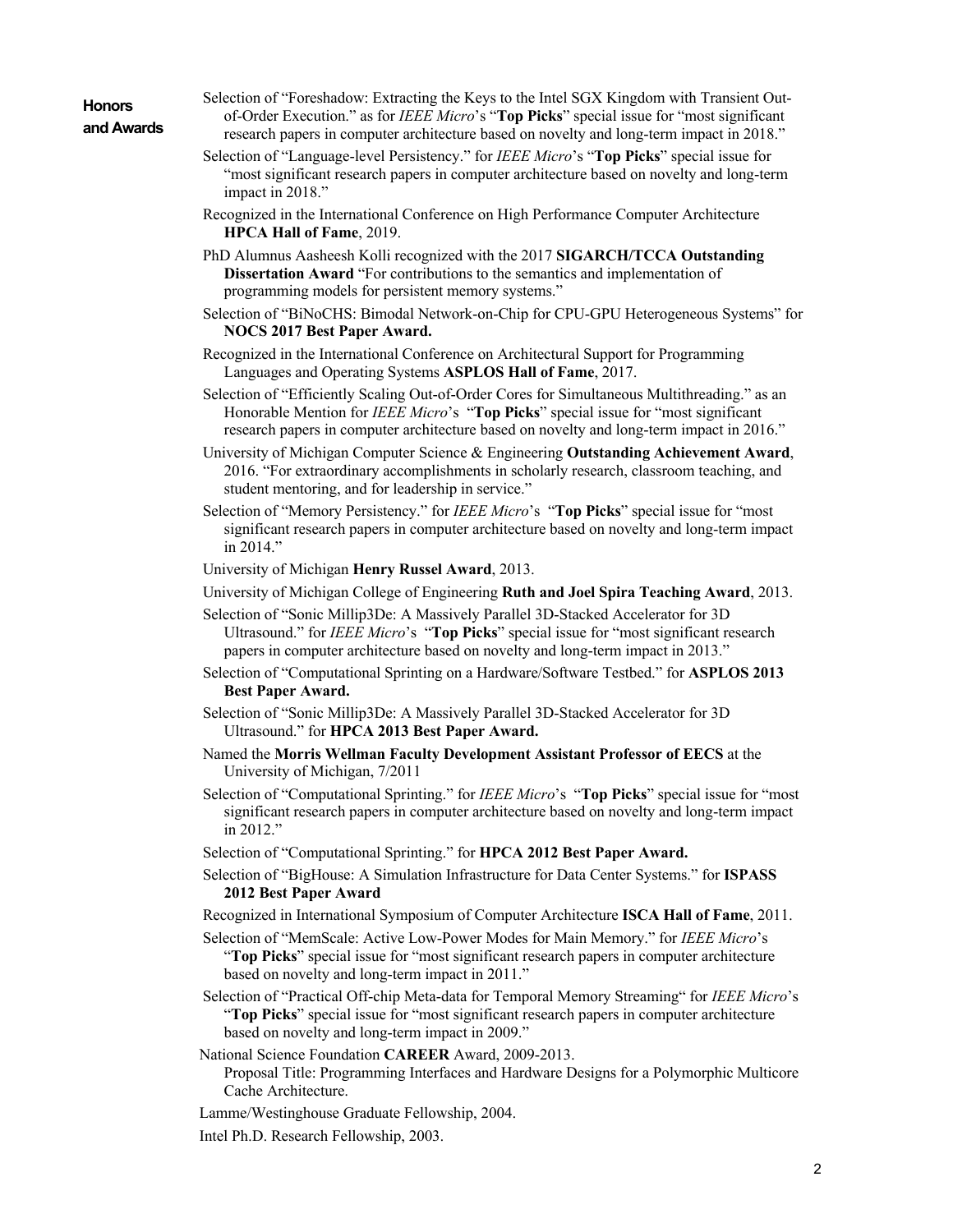## Honors and Awards

Selection of "Foreshadow: Extracting the Keys to the Intel SGX Kingdom with Transient Out-of-Order Execution." as for *IEEE Micro*'s "**Top Picks**" special issue for "most significant research papers in computer architecture based on novelty and long-term impact in 2018."

Selection of "Language-level Persistency." for *IEEE Micro*'s "**Top Picks**" special issue for "most significant research papers in computer architecture based on novelty and long-term impact in 2018."

Recognized in the International Conference on High Performance Computer Architecture **HPCA Hall of Fame**, 2019.

PhD Alumnus Aasheesh Kolli recognized with the 2017 **SIGARCH/TCCA Outstanding Dissertation Award** "For contributions to the semantics and implementation of programming models for persistent memory systems."

Selection of "BiNoCHS: Bimodal Network-on-Chip for CPU-GPU Heterogeneous Systems" for **NOCS 2017 Best Paper Award.**

Recognized in the International Conference on Architectural Support for Programming Languages and Operating Systems **ASPLOS Hall of Fame**, 2017.

Selection of "Efficiently Scaling Out-of-Order Cores for Simultaneous Multithreading." as an Honorable Mention for *IEEE Micro*'s "**Top Picks**" special issue for "most significant research papers in computer architecture based on novelty and long-term impact in 2016."

University of Michigan Computer Science & Engineering **Outstanding Achievement Award**, 2016. "For extraordinary accomplishments in scholarly research, classroom teaching, and student mentoring, and for leadership in service."

Selection of "Memory Persistency." for *IEEE Micro*'s "**Top Picks**" special issue for "most significant research papers in computer architecture based on novelty and long-term impact in 2014."

University of Michigan **Henry Russel Award**, 2013.

University of Michigan College of Engineering **Ruth and Joel Spira Teaching Award**, 2013.

Selection of "Sonic Millip3De: A Massively Parallel 3D-Stacked Accelerator for 3D Ultrasound." for *IEEE Micro*'s "**Top Picks**" special issue for "most significant research papers in computer architecture based on novelty and long-term impact in 2013."

Selection of "Computational Sprinting on a Hardware/Software Testbed." for **ASPLOS 2013 Best Paper Award.**

Selection of "Sonic Millip3De: A Massively Parallel 3D-Stacked Accelerator for 3D Ultrasound." for **HPCA 2013 Best Paper Award.**

Named the **Morris Wellman Faculty Development Assistant Professor of EECS** at the University of Michigan, 7/2011

Selection of "Computational Sprinting." for *IEEE Micro*'s "**Top Picks**" special issue for "most significant research papers in computer architecture based on novelty and long-term impact in 2012."

Selection of "Computational Sprinting." for **HPCA 2012 Best Paper Award.**

Selection of "BigHouse: A Simulation Infrastructure for Data Center Systems." for **ISPASS 2012 Best Paper Award**

Recognized in International Symposium of Computer Architecture **ISCA Hall of Fame**, 2011.

Selection of "MemScale: Active Low-Power Modes for Main Memory." for *IEEE Micro*'s "**Top Picks**" special issue for "most significant research papers in computer architecture based on novelty and long-term impact in 2011."

Selection of "Practical Off-chip Meta-data for Temporal Memory Streaming" for *IEEE Micro*'s "**Top Picks**" special issue for "most significant research papers in computer architecture based on novelty and long-term impact in 2009."

National Science Foundation **CAREER** Award, 2009-2013.
Proposal Title: Programming Interfaces and Hardware Designs for a Polymorphic Multicore Cache Architecture.

Lamme/Westinghouse Graduate Fellowship, 2004.

Intel Ph.D. Research Fellowship, 2003.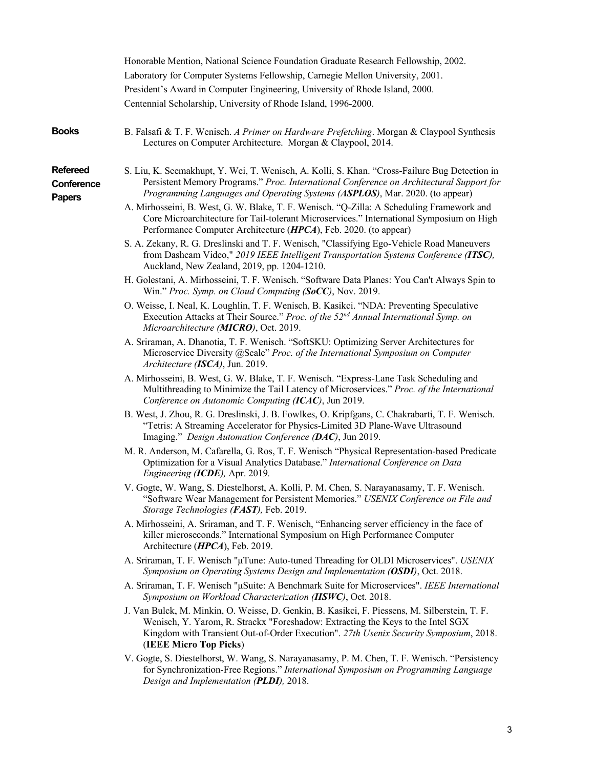Honorable Mention, National Science Foundation Graduate Research Fellowship, 2002.

Laboratory for Computer Systems Fellowship, Carnegie Mellon University, 2001.

President's Award in Computer Engineering, University of Rhode Island, 2000.

Centennial Scholarship, University of Rhode Island, 1996-2000.

## Books

B. Falsafi & T. F. Wenisch. *A Primer on Hardware Prefetching*. Morgan & Claypool Synthesis Lectures on Computer Architecture. Morgan & Claypool, 2014.

## Refereed Conference Papers

S. Liu, K. Seemakhupt, Y. Wei, T. Wenisch, A. Kolli, S. Khan. "Cross-Failure Bug Detection in Persistent Memory Programs." *Proc. International Conference on Architectural Support for Programming Languages and Operating Systems (**ASPLOS**)*, Mar. 2020. (to appear)

A. Mirhosseini, B. West, G. W. Blake, T. F. Wenisch. "Q-Zilla: A Scheduling Framework and Core Microarchitecture for Tail-tolerant Microservices." International Symposium on High Performance Computer Architecture (***HPCA***), Feb. 2020. (to appear)

S. A. Zekany, R. G. Dreslinski and T. F. Wenisch, "Classifying Ego-Vehicle Road Maneuvers from Dashcam Video," *2019 IEEE Intelligent Transportation Systems Conference (**ITSC**),* Auckland, New Zealand, 2019, pp. 1204-1210.

H. Golestani, A. Mirhosseini, T. F. Wenisch. "Software Data Planes: You Can't Always Spin to Win." *Proc. Symp. on Cloud Computing (**SoCC**)*, Nov. 2019.

O. Weisse, I. Neal, K. Loughlin, T. F. Wenisch, B. Kasikci. "NDA: Preventing Speculative Execution Attacks at Their Source." *Proc. of the 52nd Annual International Symp. on Microarchitecture (**MICRO**)*, Oct. 2019.

A. Sriraman, A. Dhanotia, T. F. Wenisch. "SoftSKU: Optimizing Server Architectures for Microservice Diversity @Scale" *Proc. of the International Symposium on Computer Architecture (**ISCA**)*, Jun. 2019.

A. Mirhosseini, B. West, G. W. Blake, T. F. Wenisch. "Express-Lane Task Scheduling and Multithreading to Minimize the Tail Latency of Microservices." *Proc. of the International Conference on Autonomic Computing (**ICAC**)*, Jun 2019.

B. West, J. Zhou, R. G. Dreslinski, J. B. Fowlkes, O. Kripfgans, C. Chakrabarti, T. F. Wenisch. "Tetris: A Streaming Accelerator for Physics-Limited 3D Plane-Wave Ultrasound Imaging." *Design Automation Conference (**DAC**)*, Jun 2019.

M. R. Anderson, M. Cafarella, G. Ros, T. F. Wenisch "Physical Representation-based Predicate Optimization for a Visual Analytics Database." *International Conference on Data Engineering (**ICDE**),* Apr. 2019*.*

V. Gogte, W. Wang, S. Diestelhorst, A. Kolli, P. M. Chen, S. Narayanasamy, T. F. Wenisch. "Software Wear Management for Persistent Memories." *USENIX Conference on File and Storage Technologies (**FAST**),* Feb. 2019.

A. Mirhosseini, A. Sriraman, and T. F. Wenisch, "Enhancing server efficiency in the face of killer microseconds." International Symposium on High Performance Computer Architecture (***HPCA***), Feb. 2019.

A. Sriraman, T. F. Wenisch "µTune: Auto-tuned Threading for OLDI Microservices". *USENIX Symposium on Operating Systems Design and Implementation (**OSDI**)*, Oct. 2018.

A. Sriraman, T. F. Wenisch "µSuite: A Benchmark Suite for Microservices". *IEEE International Symposium on Workload Characterization (**IISWC**)*, Oct. 2018.

J. Van Bulck, M. Minkin, O. Weisse, D. Genkin, B. Kasikci, F. Piessens, M. Silberstein, T. F. Wenisch, Y. Yarom, R. Strackx "Foreshadow: Extracting the Keys to the Intel SGX Kingdom with Transient Out-of-Order Execution". *27th Usenix Security Symposium*, 2018. (**IEEE Micro Top Picks**)

V. Gogte, S. Diestelhorst, W. Wang, S. Narayanasamy, P. M. Chen, T. F. Wenisch. "Persistency for Synchronization-Free Regions." *International Symposium on Programming Language Design and Implementation (**PLDI**),* 2018.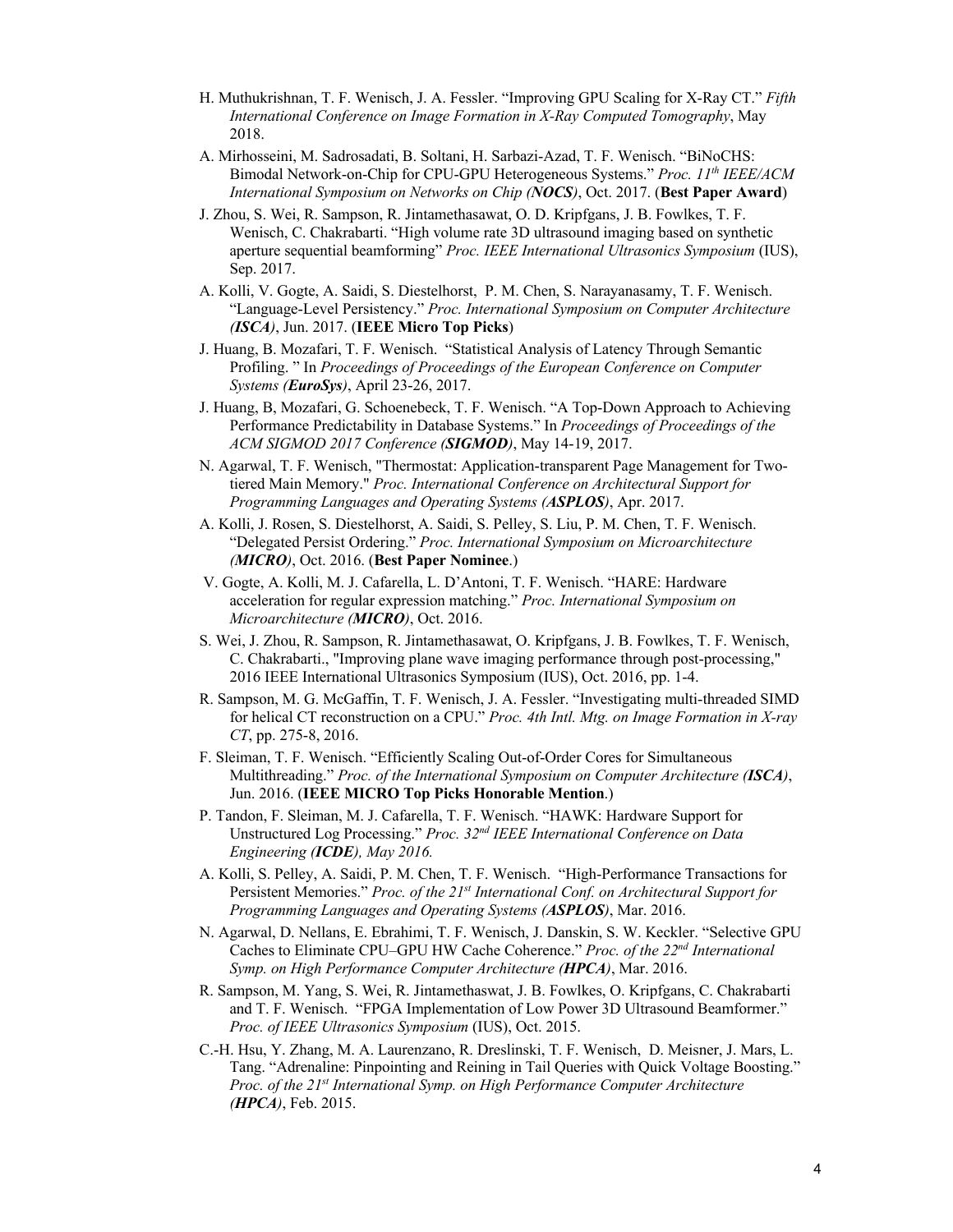H. Muthukrishnan, T. F. Wenisch, J. A. Fessler. "Improving GPU Scaling for X-Ray CT." *Fifth International Conference on Image Formation in X-Ray Computed Tomography*, May 2018.

A. Mirhosseini, M. Sadrosadati, B. Soltani, H. Sarbazi-Azad, T. F. Wenisch. "BiNoCHS: Bimodal Network-on-Chip for CPU-GPU Heterogeneous Systems." *Proc. 11th IEEE/ACM International Symposium on Networks on Chip (**NOCS**)*, Oct. 2017. (**Best Paper Award**)

J. Zhou, S. Wei, R. Sampson, R. Jintamethasawat, O. D. Kripfgans, J. B. Fowlkes, T. F. Wenisch, C. Chakrabarti. "High volume rate 3D ultrasound imaging based on synthetic aperture sequential beamforming" *Proc. IEEE International Ultrasonics Symposium* (IUS), Sep. 2017.

A. Kolli, V. Gogte, A. Saidi, S. Diestelhorst, P. M. Chen, S. Narayanasamy, T. F. Wenisch. "Language-Level Persistency." *Proc. International Symposium on Computer Architecture (**ISCA**)*, Jun. 2017. (**IEEE Micro Top Picks**)

J. Huang, B. Mozafari, T. F. Wenisch. "Statistical Analysis of Latency Through Semantic Profiling. " In *Proceedings of Proceedings of the European Conference on Computer Systems (**EuroSys**)*, April 23-26, 2017.

J. Huang, B, Mozafari, G. Schoenebeck, T. F. Wenisch. "A Top-Down Approach to Achieving Performance Predictability in Database Systems." In *Proceedings of Proceedings of the ACM SIGMOD 2017 Conference (**SIGMOD**)*, May 14-19, 2017.

N. Agarwal, T. F. Wenisch, "Thermostat: Application-transparent Page Management for Two-tiered Main Memory." *Proc. International Conference on Architectural Support for Programming Languages and Operating Systems (**ASPLOS**)*, Apr. 2017.

A. Kolli, J. Rosen, S. Diestelhorst, A. Saidi, S. Pelley, S. Liu, P. M. Chen, T. F. Wenisch. "Delegated Persist Ordering." *Proc. International Symposium on Microarchitecture (**MICRO**)*, Oct. 2016. (**Best Paper Nominee**.)

V. Gogte, A. Kolli, M. J. Cafarella, L. D'Antoni, T. F. Wenisch. "HARE: Hardware acceleration for regular expression matching." *Proc. International Symposium on Microarchitecture (**MICRO**)*, Oct. 2016.

S. Wei, J. Zhou, R. Sampson, R. Jintamethasawat, O. Kripfgans, J. B. Fowlkes, T. F. Wenisch, C. Chakrabarti., "Improving plane wave imaging performance through post-processing," 2016 IEEE International Ultrasonics Symposium (IUS), Oct. 2016, pp. 1-4.

R. Sampson, M. G. McGaffin, T. F. Wenisch, J. A. Fessler. "Investigating multi-threaded SIMD for helical CT reconstruction on a CPU." *Proc. 4th Intl. Mtg. on Image Formation in X-ray CT*, pp. 275-8, 2016.

F. Sleiman, T. F. Wenisch. "Efficiently Scaling Out-of-Order Cores for Simultaneous Multithreading." *Proc. of the International Symposium on Computer Architecture (**ISCA**)*, Jun. 2016. (**IEEE MICRO Top Picks Honorable Mention**.)

P. Tandon, F. Sleiman, M. J. Cafarella, T. F. Wenisch. "HAWK: Hardware Support for Unstructured Log Processing." *Proc. 32nd IEEE International Conference on Data Engineering (**ICDE**), May 2016.*

A. Kolli, S. Pelley, A. Saidi, P. M. Chen, T. F. Wenisch. "High-Performance Transactions for Persistent Memories." *Proc. of the 21st International Conf. on Architectural Support for Programming Languages and Operating Systems (**ASPLOS**)*, Mar. 2016.

N. Agarwal, D. Nellans, E. Ebrahimi, T. F. Wenisch, J. Danskin, S. W. Keckler. "Selective GPU Caches to Eliminate CPU–GPU HW Cache Coherence." *Proc. of the 22nd International Symp. on High Performance Computer Architecture (**HPCA**)*, Mar. 2016.

R. Sampson, M. Yang, S. Wei, R. Jintamethaswat, J. B. Fowlkes, O. Kripfgans, C. Chakrabarti and T. F. Wenisch. "FPGA Implementation of Low Power 3D Ultrasound Beamformer." *Proc. of IEEE Ultrasonics Symposium* (IUS), Oct. 2015.

C.-H. Hsu, Y. Zhang, M. A. Laurenzano, R. Dreslinski, T. F. Wenisch, D. Meisner, J. Mars, L. Tang. "Adrenaline: Pinpointing and Reining in Tail Queries with Quick Voltage Boosting." *Proc. of the 21st International Symp. on High Performance Computer Architecture (**HPCA**)*, Feb. 2015.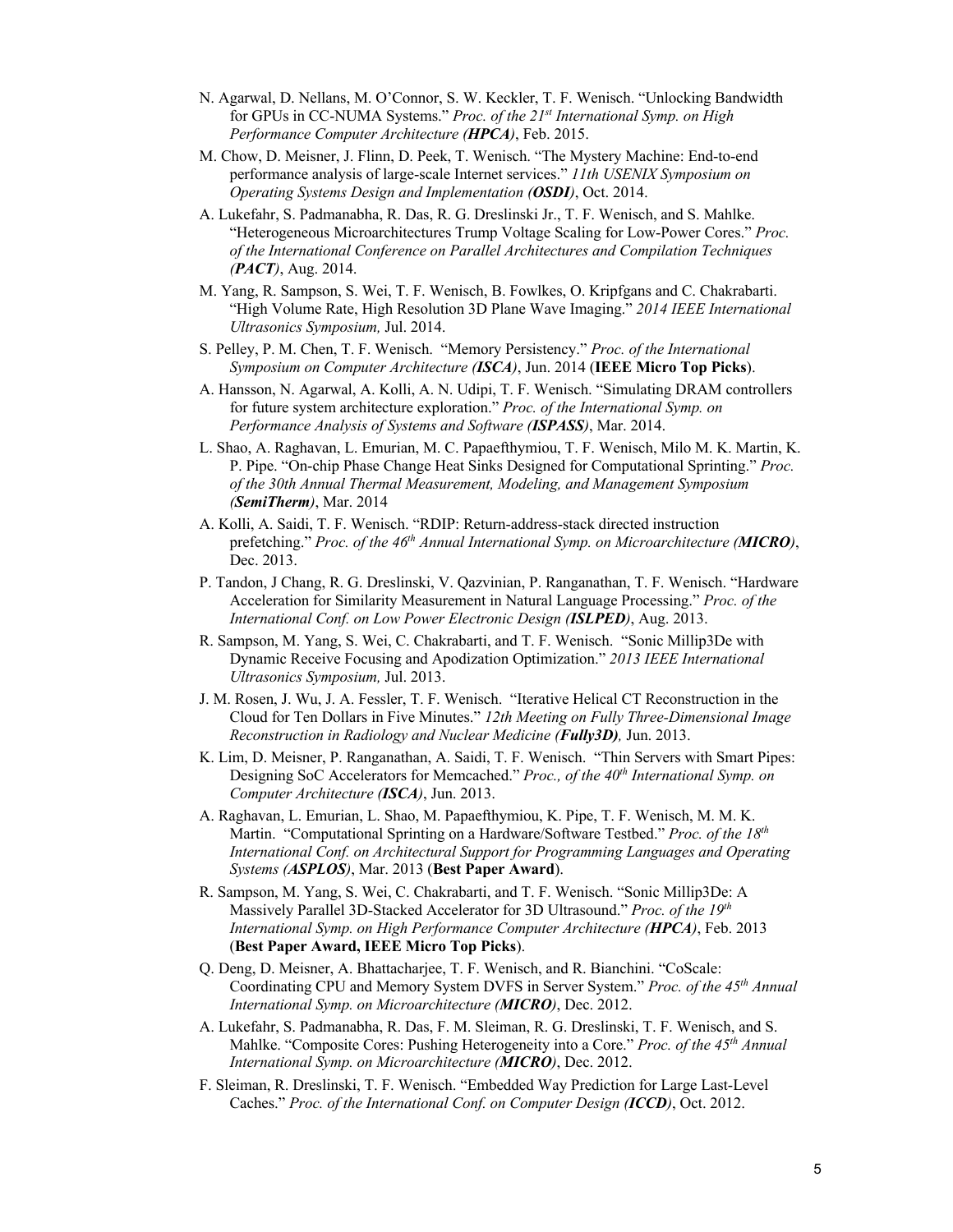N. Agarwal, D. Nellans, M. O'Connor, S. W. Keckler, T. F. Wenisch. "Unlocking Bandwidth for GPUs in CC-NUMA Systems." *Proc. of the 21st International Symp. on High Performance Computer Architecture (**HPCA**)*, Feb. 2015.

M. Chow, D. Meisner, J. Flinn, D. Peek, T. Wenisch. "The Mystery Machine: End-to-end performance analysis of large-scale Internet services." *11th USENIX Symposium on Operating Systems Design and Implementation (**OSDI**)*, Oct. 2014.

A. Lukefahr, S. Padmanabha, R. Das, R. G. Dreslinski Jr., T. F. Wenisch, and S. Mahlke. "Heterogeneous Microarchitectures Trump Voltage Scaling for Low-Power Cores." *Proc. of the International Conference on Parallel Architectures and Compilation Techniques (**PACT**)*, Aug. 2014.

M. Yang, R. Sampson, S. Wei, T. F. Wenisch, B. Fowlkes, O. Kripfgans and C. Chakrabarti. "High Volume Rate, High Resolution 3D Plane Wave Imaging." *2014 IEEE International Ultrasonics Symposium,* Jul. 2014.

S. Pelley, P. M. Chen, T. F. Wenisch. "Memory Persistency." *Proc. of the International Symposium on Computer Architecture (**ISCA**)*, Jun. 2014 (**IEEE Micro Top Picks**).

A. Hansson, N. Agarwal, A. Kolli, A. N. Udipi, T. F. Wenisch. "Simulating DRAM controllers for future system architecture exploration." *Proc. of the International Symp. on Performance Analysis of Systems and Software (**ISPASS**)*, Mar. 2014.

L. Shao, A. Raghavan, L. Emurian, M. C. Papaefthymiou, T. F. Wenisch, Milo M. K. Martin, K. P. Pipe. "On-chip Phase Change Heat Sinks Designed for Computational Sprinting." *Proc. of the 30th Annual Thermal Measurement, Modeling, and Management Symposium (**SemiTherm**)*, Mar. 2014

A. Kolli, A. Saidi, T. F. Wenisch. "RDIP: Return-address-stack directed instruction prefetching." *Proc. of the 46th Annual International Symp. on Microarchitecture (**MICRO**)*, Dec. 2013.

P. Tandon, J Chang, R. G. Dreslinski, V. Qazvinian, P. Ranganathan, T. F. Wenisch. "Hardware Acceleration for Similarity Measurement in Natural Language Processing." *Proc. of the International Conf. on Low Power Electronic Design (**ISLPED**)*, Aug. 2013.

R. Sampson, M. Yang, S. Wei, C. Chakrabarti, and T. F. Wenisch. "Sonic Millip3De with Dynamic Receive Focusing and Apodization Optimization." *2013 IEEE International Ultrasonics Symposium,* Jul. 2013.

J. M. Rosen, J. Wu, J. A. Fessler, T. F. Wenisch. "Iterative Helical CT Reconstruction in the Cloud for Ten Dollars in Five Minutes." *12th Meeting on Fully Three-Dimensional Image Reconstruction in Radiology and Nuclear Medicine (**Fully3D**),* Jun. 2013.

K. Lim, D. Meisner, P. Ranganathan, A. Saidi, T. F. Wenisch. "Thin Servers with Smart Pipes: Designing SoC Accelerators for Memcached." *Proc., of the 40th International Symp. on Computer Architecture (**ISCA**)*, Jun. 2013.

A. Raghavan, L. Emurian, L. Shao, M. Papaefthymiou, K. Pipe, T. F. Wenisch, M. M. K. Martin. "Computational Sprinting on a Hardware/Software Testbed." *Proc. of the 18th International Conf. on Architectural Support for Programming Languages and Operating Systems (**ASPLOS**)*, Mar. 2013 (**Best Paper Award**).

R. Sampson, M. Yang, S. Wei, C. Chakrabarti, and T. F. Wenisch. "Sonic Millip3De: A Massively Parallel 3D-Stacked Accelerator for 3D Ultrasound." *Proc. of the 19th International Symp. on High Performance Computer Architecture (**HPCA**)*, Feb. 2013 (**Best Paper Award, IEEE Micro Top Picks**).

Q. Deng, D. Meisner, A. Bhattacharjee, T. F. Wenisch, and R. Bianchini. "CoScale: Coordinating CPU and Memory System DVFS in Server System." *Proc. of the 45th Annual International Symp. on Microarchitecture (**MICRO**)*, Dec. 2012.

A. Lukefahr, S. Padmanabha, R. Das, F. M. Sleiman, R. G. Dreslinski, T. F. Wenisch, and S. Mahlke. "Composite Cores: Pushing Heterogeneity into a Core." *Proc. of the 45th Annual International Symp. on Microarchitecture (**MICRO**)*, Dec. 2012.

F. Sleiman, R. Dreslinski, T. F. Wenisch. "Embedded Way Prediction for Large Last-Level Caches." *Proc. of the International Conf. on Computer Design (**ICCD**)*, Oct. 2012.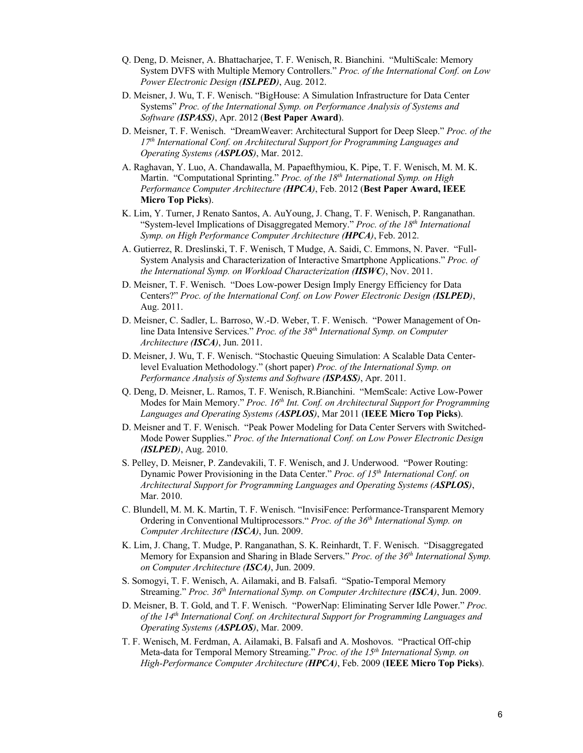Q. Deng, D. Meisner, A. Bhattacharjee, T. F. Wenisch, R. Bianchini. "MultiScale: Memory System DVFS with Multiple Memory Controllers." *Proc. of the International Conf. on Low Power Electronic Design (**ISLPED**)*, Aug. 2012.

D. Meisner, J. Wu, T. F. Wenisch. "BigHouse: A Simulation Infrastructure for Data Center Systems" *Proc. of the International Symp. on Performance Analysis of Systems and Software (**ISPASS**)*, Apr. 2012 (**Best Paper Award**).

D. Meisner, T. F. Wenisch. "DreamWeaver: Architectural Support for Deep Sleep." *Proc. of the 17th International Conf. on Architectural Support for Programming Languages and Operating Systems (**ASPLOS**)*, Mar. 2012.

A. Raghavan, Y. Luo, A. Chandawalla, M. Papaefthymiou, K. Pipe, T. F. Wenisch, M. M. K. Martin. "Computational Sprinting." *Proc. of the 18th International Symp. on High Performance Computer Architecture (**HPCA**)*, Feb. 2012 (**Best Paper Award, IEEE Micro Top Picks**).

K. Lim, Y. Turner, J Renato Santos, A. AuYoung, J. Chang, T. F. Wenisch, P. Ranganathan. "System-level Implications of Disaggregated Memory." *Proc. of the 18th International Symp. on High Performance Computer Architecture (**HPCA**)*, Feb. 2012.

A. Gutierrez, R. Dreslinski, T. F. Wenisch, T Mudge, A. Saidi, C. Emmons, N. Paver. "Full-System Analysis and Characterization of Interactive Smartphone Applications." *Proc. of the International Symp. on Workload Characterization (**IISWC**)*, Nov. 2011.

D. Meisner, T. F. Wenisch. "Does Low-power Design Imply Energy Efficiency for Data Centers?" *Proc. of the International Conf. on Low Power Electronic Design (**ISLPED**)*, Aug. 2011.

D. Meisner, C. Sadler, L. Barroso, W.-D. Weber, T. F. Wenisch. "Power Management of On-line Data Intensive Services." *Proc. of the 38th International Symp. on Computer Architecture (**ISCA**)*, Jun. 2011.

D. Meisner, J. Wu, T. F. Wenisch. "Stochastic Queuing Simulation: A Scalable Data Center-level Evaluation Methodology." (short paper) *Proc. of the International Symp. on Performance Analysis of Systems and Software (**ISPASS**)*, Apr. 2011.

Q. Deng, D. Meisner, L. Ramos, T. F. Wenisch, R.Bianchini. "MemScale: Active Low-Power Modes for Main Memory." *Proc. 16th Int. Conf. on Architectural Support for Programming Languages and Operating Systems (**ASPLOS**)*, Mar 2011 (**IEEE Micro Top Picks**).

D. Meisner and T. F. Wenisch. "Peak Power Modeling for Data Center Servers with Switched-Mode Power Supplies." *Proc. of the International Conf. on Low Power Electronic Design (**ISLPED**)*, Aug. 2010.

S. Pelley, D. Meisner, P. Zandevakili, T. F. Wenisch, and J. Underwood. "Power Routing: Dynamic Power Provisioning in the Data Center." *Proc. of 15th International Conf. on Architectural Support for Programming Languages and Operating Systems (**ASPLOS**)*, Mar. 2010.

C. Blundell, M. M. K. Martin, T. F. Wenisch. "InvisiFence: Performance-Transparent Memory Ordering in Conventional Multiprocessors." *Proc. of the 36th International Symp. on Computer Architecture (**ISCA**)*, Jun. 2009.

K. Lim, J. Chang, T. Mudge, P. Ranganathan, S. K. Reinhardt, T. F. Wenisch. "Disaggregated Memory for Expansion and Sharing in Blade Servers." *Proc. of the 36th International Symp. on Computer Architecture (**ISCA**)*, Jun. 2009.

S. Somogyi, T. F. Wenisch, A. Ailamaki, and B. Falsafi. "Spatio-Temporal Memory Streaming." *Proc. 36th International Symp. on Computer Architecture (**ISCA**)*, Jun. 2009.

D. Meisner, B. T. Gold, and T. F. Wenisch. "PowerNap: Eliminating Server Idle Power." *Proc. of the 14th International Conf. on Architectural Support for Programming Languages and Operating Systems (**ASPLOS**)*, Mar. 2009.

T. F. Wenisch, M. Ferdman, A. Ailamaki, B. Falsafi and A. Moshovos. "Practical Off-chip Meta-data for Temporal Memory Streaming." *Proc. of the 15th International Symp. on High-Performance Computer Architecture (**HPCA**)*, Feb. 2009 (**IEEE Micro Top Picks**).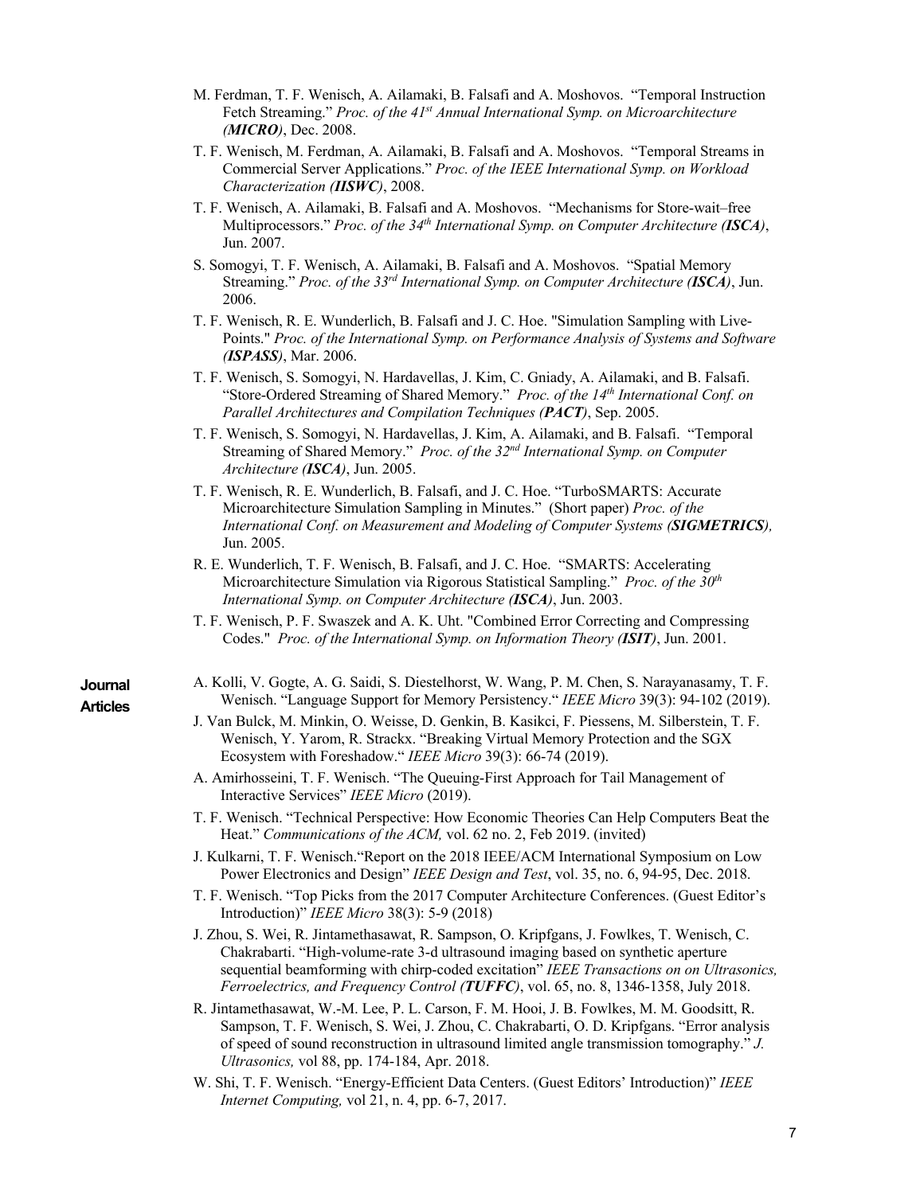M. Ferdman, T. F. Wenisch, A. Ailamaki, B. Falsafi and A. Moshovos. "Temporal Instruction Fetch Streaming." *Proc. of the 41st Annual International Symp. on Microarchitecture (**MICRO**)*, Dec. 2008.

T. F. Wenisch, M. Ferdman, A. Ailamaki, B. Falsafi and A. Moshovos. "Temporal Streams in Commercial Server Applications." *Proc. of the IEEE International Symp. on Workload Characterization (**IISWC**)*, 2008.

T. F. Wenisch, A. Ailamaki, B. Falsafi and A. Moshovos. "Mechanisms for Store-wait–free Multiprocessors." *Proc. of the 34th International Symp. on Computer Architecture (**ISCA**)*, Jun. 2007.

S. Somogyi, T. F. Wenisch, A. Ailamaki, B. Falsafi and A. Moshovos. "Spatial Memory Streaming." *Proc. of the 33rd International Symp. on Computer Architecture (**ISCA**)*, Jun. 2006.

T. F. Wenisch, R. E. Wunderlich, B. Falsafi and J. C. Hoe. "Simulation Sampling with Live-Points." *Proc. of the International Symp. on Performance Analysis of Systems and Software (**ISPASS**)*, Mar. 2006.

T. F. Wenisch, S. Somogyi, N. Hardavellas, J. Kim, C. Gniady, A. Ailamaki, and B. Falsafi. "Store-Ordered Streaming of Shared Memory." *Proc. of the 14th International Conf. on Parallel Architectures and Compilation Techniques (**PACT**)*, Sep. 2005.

T. F. Wenisch, S. Somogyi, N. Hardavellas, J. Kim, A. Ailamaki, and B. Falsafi. "Temporal Streaming of Shared Memory." *Proc. of the 32nd International Symp. on Computer Architecture (**ISCA**)*, Jun. 2005.

T. F. Wenisch, R. E. Wunderlich, B. Falsafi, and J. C. Hoe. "TurboSMARTS: Accurate Microarchitecture Simulation Sampling in Minutes." (Short paper) *Proc. of the International Conf. on Measurement and Modeling of Computer Systems (**SIGMETRICS**)*, Jun. 2005.

R. E. Wunderlich, T. F. Wenisch, B. Falsafi, and J. C. Hoe. "SMARTS: Accelerating Microarchitecture Simulation via Rigorous Statistical Sampling." *Proc. of the 30th International Symp. on Computer Architecture (**ISCA**)*, Jun. 2003.

T. F. Wenisch, P. F. Swaszek and A. K. Uht. "Combined Error Correcting and Compressing Codes." *Proc. of the International Symp. on Information Theory (**ISIT**)*, Jun. 2001.

**Journal Articles**

A. Kolli, V. Gogte, A. G. Saidi, S. Diestelhorst, W. Wang, P. M. Chen, S. Narayanasamy, T. F. Wenisch. "Language Support for Memory Persistency." *IEEE Micro* 39(3): 94-102 (2019).

J. Van Bulck, M. Minkin, O. Weisse, D. Genkin, B. Kasikci, F. Piessens, M. Silberstein, T. F. Wenisch, Y. Yarom, R. Strackx. "Breaking Virtual Memory Protection and the SGX Ecosystem with Foreshadow." *IEEE Micro* 39(3): 66-74 (2019).

A. Amirhosseini, T. F. Wenisch. "The Queuing-First Approach for Tail Management of Interactive Services" *IEEE Micro* (2019).

T. F. Wenisch. "Technical Perspective: How Economic Theories Can Help Computers Beat the Heat." *Communications of the ACM,* vol. 62 no. 2, Feb 2019. (invited)

J. Kulkarni, T. F. Wenisch."Report on the 2018 IEEE/ACM International Symposium on Low Power Electronics and Design" *IEEE Design and Test*, vol. 35, no. 6, 94-95, Dec. 2018.

T. F. Wenisch. "Top Picks from the 2017 Computer Architecture Conferences. (Guest Editor's Introduction)" *IEEE Micro* 38(3): 5-9 (2018)

J. Zhou, S. Wei, R. Jintamethasawat, R. Sampson, O. Kripfgans, J. Fowlkes, T. Wenisch, C. Chakrabarti. "High-volume-rate 3-d ultrasound imaging based on synthetic aperture sequential beamforming with chirp-coded excitation" *IEEE Transactions on on Ultrasonics, Ferroelectrics, and Frequency Control (**TUFFC**)*, vol. 65, no. 8, 1346-1358, July 2018.

R. Jintamethasawat, W.-M. Lee, P. L. Carson, F. M. Hooi, J. B. Fowlkes, M. M. Goodsitt, R. Sampson, T. F. Wenisch, S. Wei, J. Zhou, C. Chakrabarti, O. D. Kripfgans. "Error analysis of speed of sound reconstruction in ultrasound limited angle transmission tomography." *J. Ultrasonics,* vol 88, pp. 174-184, Apr. 2018.

W. Shi, T. F. Wenisch. "Energy-Efficient Data Centers. (Guest Editors' Introduction)" *IEEE Internet Computing,* vol 21, n. 4, pp. 6-7, 2017.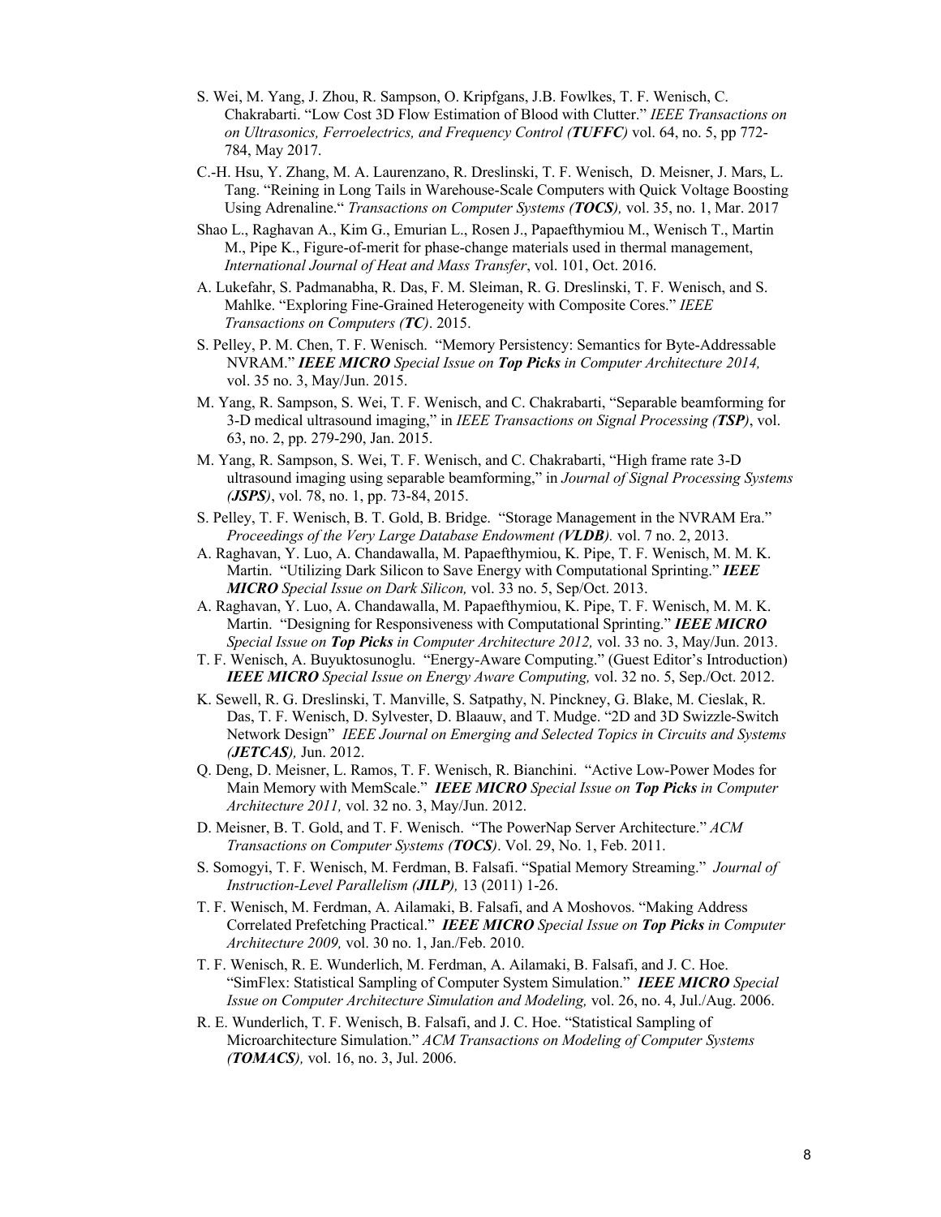S. Wei, M. Yang, J. Zhou, R. Sampson, O. Kripfgans, J.B. Fowlkes, T. F. Wenisch, C. Chakrabarti. "Low Cost 3D Flow Estimation of Blood with Clutter." *IEEE Transactions on on Ultrasonics, Ferroelectrics, and Frequency Control (**TUFFC**)* vol. 64, no. 5, pp 772-784, May 2017.

C.-H. Hsu, Y. Zhang, M. A. Laurenzano, R. Dreslinski, T. F. Wenisch, D. Meisner, J. Mars, L. Tang. "Reining in Long Tails in Warehouse-Scale Computers with Quick Voltage Boosting Using Adrenaline." *Transactions on Computer Systems (**TOCS**),* vol. 35, no. 1, Mar. 2017

Shao L., Raghavan A., Kim G., Emurian L., Rosen J., Papaefthymiou M., Wenisch T., Martin M., Pipe K., Figure-of-merit for phase-change materials used in thermal management, *International Journal of Heat and Mass Transfer*, vol. 101, Oct. 2016.

A. Lukefahr, S. Padmanabha, R. Das, F. M. Sleiman, R. G. Dreslinski, T. F. Wenisch, and S. Mahlke. "Exploring Fine-Grained Heterogeneity with Composite Cores." *IEEE Transactions on Computers (**TC**)*. 2015.

S. Pelley, P. M. Chen, T. F. Wenisch. "Memory Persistency: Semantics for Byte-Addressable NVRAM." ***IEEE MICRO*** *Special Issue on **Top Picks** in Computer Architecture 2014,* vol. 35 no. 3, May/Jun. 2015.

M. Yang, R. Sampson, S. Wei, T. F. Wenisch, and C. Chakrabarti, "Separable beamforming for 3-D medical ultrasound imaging," in *IEEE Transactions on Signal Processing (**TSP**)*, vol. 63, no. 2, pp. 279-290, Jan. 2015.

M. Yang, R. Sampson, S. Wei, T. F. Wenisch, and C. Chakrabarti, "High frame rate 3-D ultrasound imaging using separable beamforming," in *Journal of Signal Processing Systems (**JSPS**)*, vol. 78, no. 1, pp. 73-84, 2015.

S. Pelley, T. F. Wenisch, B. T. Gold, B. Bridge. "Storage Management in the NVRAM Era." *Proceedings of the Very Large Database Endowment (**VLDB**).* vol. 7 no. 2, 2013.

A. Raghavan, Y. Luo, A. Chandawalla, M. Papaefthymiou, K. Pipe, T. F. Wenisch, M. M. K. Martin. "Utilizing Dark Silicon to Save Energy with Computational Sprinting." ***IEEE MICRO*** *Special Issue on Dark Silicon,* vol. 33 no. 5, Sep/Oct. 2013.

A. Raghavan, Y. Luo, A. Chandawalla, M. Papaefthymiou, K. Pipe, T. F. Wenisch, M. M. K. Martin. "Designing for Responsiveness with Computational Sprinting." ***IEEE MICRO*** *Special Issue on **Top Picks** in Computer Architecture 2012,* vol. 33 no. 3, May/Jun. 2013.

T. F. Wenisch, A. Buyuktosunoglu. "Energy-Aware Computing." (Guest Editor's Introduction) ***IEEE MICRO*** *Special Issue on Energy Aware Computing,* vol. 32 no. 5, Sep./Oct. 2012.

K. Sewell, R. G. Dreslinski, T. Manville, S. Satpathy, N. Pinckney, G. Blake, M. Cieslak, R. Das, T. F. Wenisch, D. Sylvester, D. Blaauw, and T. Mudge. "2D and 3D Swizzle-Switch Network Design" *IEEE Journal on Emerging and Selected Topics in Circuits and Systems (**JETCAS**),* Jun. 2012.

Q. Deng, D. Meisner, L. Ramos, T. F. Wenisch, R. Bianchini. "Active Low-Power Modes for Main Memory with MemScale." ***IEEE MICRO*** *Special Issue on **Top Picks** in Computer Architecture 2011,* vol. 32 no. 3, May/Jun. 2012.

D. Meisner, B. T. Gold, and T. F. Wenisch. "The PowerNap Server Architecture." *ACM Transactions on Computer Systems (**TOCS**)*. Vol. 29, No. 1, Feb. 2011.

S. Somogyi, T. F. Wenisch, M. Ferdman, B. Falsafi. "Spatial Memory Streaming." *Journal of Instruction-Level Parallelism (**JILP**),* 13 (2011) 1-26.

T. F. Wenisch, M. Ferdman, A. Ailamaki, B. Falsafi, and A Moshovos. "Making Address Correlated Prefetching Practical." ***IEEE MICRO*** *Special Issue on **Top Picks** in Computer Architecture 2009,* vol. 30 no. 1, Jan./Feb. 2010.

T. F. Wenisch, R. E. Wunderlich, M. Ferdman, A. Ailamaki, B. Falsafi, and J. C. Hoe. "SimFlex: Statistical Sampling of Computer System Simulation." ***IEEE MICRO*** *Special Issue on Computer Architecture Simulation and Modeling,* vol. 26, no. 4, Jul./Aug. 2006.

R. E. Wunderlich, T. F. Wenisch, B. Falsafi, and J. C. Hoe. "Statistical Sampling of Microarchitecture Simulation." *ACM Transactions on Modeling of Computer Systems (**TOMACS**),* vol. 16, no. 3, Jul. 2006.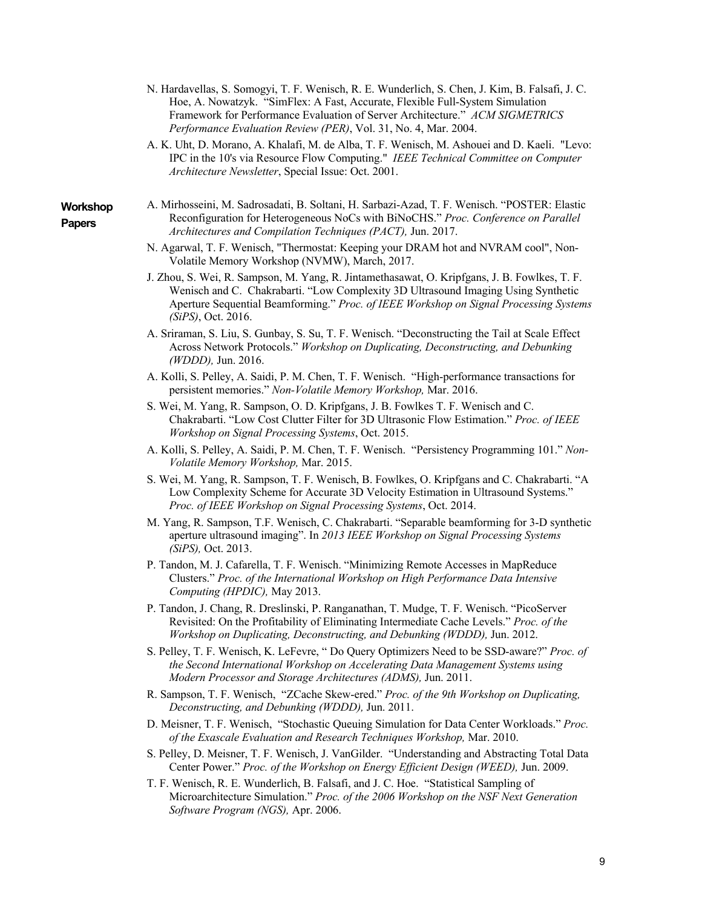N. Hardavellas, S. Somogyi, T. F. Wenisch, R. E. Wunderlich, S. Chen, J. Kim, B. Falsafi, J. C. Hoe, A. Nowatzyk. "SimFlex: A Fast, Accurate, Flexible Full-System Simulation Framework for Performance Evaluation of Server Architecture." *ACM SIGMETRICS Performance Evaluation Review (PER)*, Vol. 31, No. 4, Mar. 2004.

A. K. Uht, D. Morano, A. Khalafi, M. de Alba, T. F. Wenisch, M. Ashouei and D. Kaeli. "Levo: IPC in the 10's via Resource Flow Computing." *IEEE Technical Committee on Computer Architecture Newsletter*, Special Issue: Oct. 2001.

## Workshop Papers

A. Mirhosseini, M. Sadrosadati, B. Soltani, H. Sarbazi-Azad, T. F. Wenisch. "POSTER: Elastic Reconfiguration for Heterogeneous NoCs with BiNoCHS." *Proc. Conference on Parallel Architectures and Compilation Techniques (PACT),* Jun. 2017.

N. Agarwal, T. F. Wenisch, "Thermostat: Keeping your DRAM hot and NVRAM cool", Non-Volatile Memory Workshop (NVMW), March, 2017.

J. Zhou, S. Wei, R. Sampson, M. Yang, R. Jintamethasawat, O. Kripfgans, J. B. Fowlkes, T. F. Wenisch and C. Chakrabarti. "Low Complexity 3D Ultrasound Imaging Using Synthetic Aperture Sequential Beamforming." *Proc. of IEEE Workshop on Signal Processing Systems (SiPS)*, Oct. 2016.

A. Sriraman, S. Liu, S. Gunbay, S. Su, T. F. Wenisch. "Deconstructing the Tail at Scale Effect Across Network Protocols." *Workshop on Duplicating, Deconstructing, and Debunking (WDDD),* Jun. 2016.

A. Kolli, S. Pelley, A. Saidi, P. M. Chen, T. F. Wenisch. "High-performance transactions for persistent memories." *Non-Volatile Memory Workshop,* Mar. 2016.

S. Wei, M. Yang, R. Sampson, O. D. Kripfgans, J. B. Fowlkes T. F. Wenisch and C. Chakrabarti. "Low Cost Clutter Filter for 3D Ultrasonic Flow Estimation." *Proc. of IEEE Workshop on Signal Processing Systems*, Oct. 2015.

A. Kolli, S. Pelley, A. Saidi, P. M. Chen, T. F. Wenisch. "Persistency Programming 101." *Non-Volatile Memory Workshop,* Mar. 2015.

S. Wei, M. Yang, R. Sampson, T. F. Wenisch, B. Fowlkes, O. Kripfgans and C. Chakrabarti. "A Low Complexity Scheme for Accurate 3D Velocity Estimation in Ultrasound Systems." *Proc. of IEEE Workshop on Signal Processing Systems*, Oct. 2014.

M. Yang, R. Sampson, T.F. Wenisch, C. Chakrabarti. "Separable beamforming for 3-D synthetic aperture ultrasound imaging". In *2013 IEEE Workshop on Signal Processing Systems (SiPS),* Oct. 2013.

P. Tandon, M. J. Cafarella, T. F. Wenisch. "Minimizing Remote Accesses in MapReduce Clusters." *Proc. of the International Workshop on High Performance Data Intensive Computing (HPDIC),* May 2013.

P. Tandon, J. Chang, R. Dreslinski, P. Ranganathan, T. Mudge, T. F. Wenisch. "PicoServer Revisited: On the Profitability of Eliminating Intermediate Cache Levels." *Proc. of the Workshop on Duplicating, Deconstructing, and Debunking (WDDD),* Jun. 2012.

S. Pelley, T. F. Wenisch, K. LeFevre, " Do Query Optimizers Need to be SSD-aware?" *Proc. of the Second International Workshop on Accelerating Data Management Systems using Modern Processor and Storage Architectures (ADMS),* Jun. 2011.

R. Sampson, T. F. Wenisch, "ZCache Skew-ered." *Proc. of the 9th Workshop on Duplicating, Deconstructing, and Debunking (WDDD),* Jun. 2011.

D. Meisner, T. F. Wenisch, "Stochastic Queuing Simulation for Data Center Workloads." *Proc. of the Exascale Evaluation and Research Techniques Workshop,* Mar. 2010.

S. Pelley, D. Meisner, T. F. Wenisch, J. VanGilder. "Understanding and Abstracting Total Data Center Power." *Proc. of the Workshop on Energy Efficient Design (WEED),* Jun. 2009.

T. F. Wenisch, R. E. Wunderlich, B. Falsafi, and J. C. Hoe. "Statistical Sampling of Microarchitecture Simulation." *Proc. of the 2006 Workshop on the NSF Next Generation Software Program (NGS),* Apr. 2006.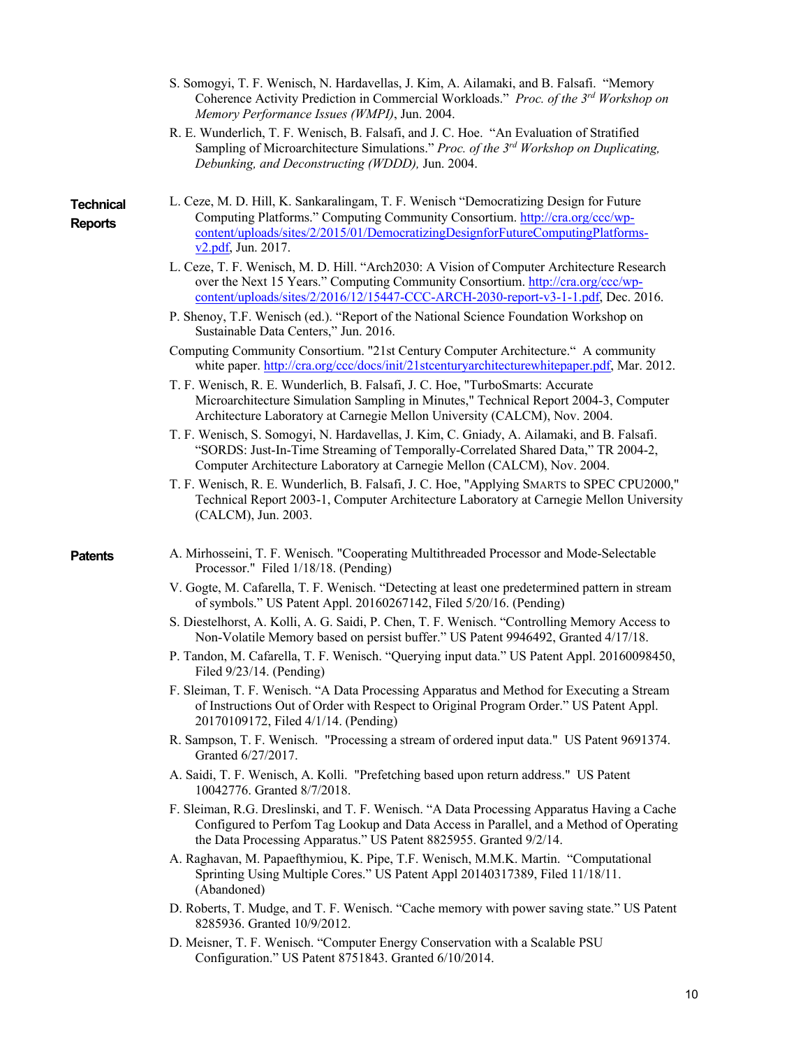S. Somogyi, T. F. Wenisch, N. Hardavellas, J. Kim, A. Ailamaki, and B. Falsafi. "Memory Coherence Activity Prediction in Commercial Workloads." *Proc. of the 3rd Workshop on Memory Performance Issues (WMPI)*, Jun. 2004.

R. E. Wunderlich, T. F. Wenisch, B. Falsafi, and J. C. Hoe. "An Evaluation of Stratified Sampling of Microarchitecture Simulations." *Proc. of the 3rd Workshop on Duplicating, Debunking, and Deconstructing (WDDD),* Jun. 2004.

**Technical Reports**

L. Ceze, M. D. Hill, K. Sankaralingam, T. F. Wenisch "Democratizing Design for Future Computing Platforms." Computing Community Consortium. http://cra.org/ccc/wp-content/uploads/sites/2/2015/01/DemocratizingDesignforFutureComputingPlatforms-v2.pdf, Jun. 2017.

L. Ceze, T. F. Wenisch, M. D. Hill. "Arch2030: A Vision of Computer Architecture Research over the Next 15 Years." Computing Community Consortium. http://cra.org/ccc/wp-content/uploads/sites/2/2016/12/15447-CCC-ARCH-2030-report-v3-1-1.pdf, Dec. 2016.

P. Shenoy, T.F. Wenisch (ed.). "Report of the National Science Foundation Workshop on Sustainable Data Centers," Jun. 2016.

Computing Community Consortium. "21st Century Computer Architecture." A community white paper. http://cra.org/ccc/docs/init/21stcenturyarchitecturewhitepaper.pdf, Mar. 2012.

T. F. Wenisch, R. E. Wunderlich, B. Falsafi, J. C. Hoe, "TurboSmarts: Accurate Microarchitecture Simulation Sampling in Minutes," Technical Report 2004-3, Computer Architecture Laboratory at Carnegie Mellon University (CALCM), Nov. 2004.

T. F. Wenisch, S. Somogyi, N. Hardavellas, J. Kim, C. Gniady, A. Ailamaki, and B. Falsafi. "SORDS: Just-In-Time Streaming of Temporally-Correlated Shared Data," TR 2004-2, Computer Architecture Laboratory at Carnegie Mellon (CALCM), Nov. 2004.

T. F. Wenisch, R. E. Wunderlich, B. Falsafi, J. C. Hoe, "Applying SMARTS to SPEC CPU2000," Technical Report 2003-1, Computer Architecture Laboratory at Carnegie Mellon University (CALCM), Jun. 2003.

**Patents**

A. Mirhosseini, T. F. Wenisch. "Cooperating Multithreaded Processor and Mode-Selectable Processor." Filed 1/18/18. (Pending)

V. Gogte, M. Cafarella, T. F. Wenisch. "Detecting at least one predetermined pattern in stream of symbols." US Patent Appl. 20160267142, Filed 5/20/16. (Pending)

S. Diestelhorst, A. Kolli, A. G. Saidi, P. Chen, T. F. Wenisch. "Controlling Memory Access to Non-Volatile Memory based on persist buffer." US Patent 9946492, Granted 4/17/18.

P. Tandon, M. Cafarella, T. F. Wenisch. "Querying input data." US Patent Appl. 20160098450, Filed 9/23/14. (Pending)

F. Sleiman, T. F. Wenisch. "A Data Processing Apparatus and Method for Executing a Stream of Instructions Out of Order with Respect to Original Program Order." US Patent Appl. 20170109172, Filed 4/1/14. (Pending)

R. Sampson, T. F. Wenisch. "Processing a stream of ordered input data." US Patent 9691374. Granted 6/27/2017.

A. Saidi, T. F. Wenisch, A. Kolli. "Prefetching based upon return address." US Patent 10042776. Granted 8/7/2018.

F. Sleiman, R.G. Dreslinski, and T. F. Wenisch. "A Data Processing Apparatus Having a Cache Configured to Perfom Tag Lookup and Data Access in Parallel, and a Method of Operating the Data Processing Apparatus." US Patent 8825955. Granted 9/2/14.

A. Raghavan, M. Papaefthymiou, K. Pipe, T.F. Wenisch, M.M.K. Martin. "Computational Sprinting Using Multiple Cores." US Patent Appl 20140317389, Filed 11/18/11. (Abandoned)

D. Roberts, T. Mudge, and T. F. Wenisch. "Cache memory with power saving state." US Patent 8285936. Granted 10/9/2012.

D. Meisner, T. F. Wenisch. "Computer Energy Conservation with a Scalable PSU Configuration." US Patent 8751843. Granted 6/10/2014.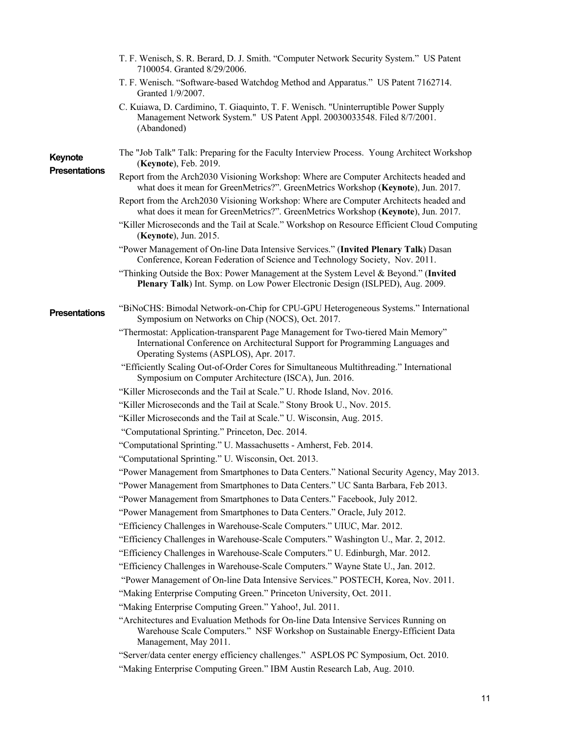T. F. Wenisch, S. R. Berard, D. J. Smith. "Computer Network Security System." US Patent 7100054. Granted 8/29/2006.

T. F. Wenisch. "Software-based Watchdog Method and Apparatus." US Patent 7162714. Granted 1/9/2007.

C. Kuiawa, D. Cardimino, T. Giaquinto, T. F. Wenisch. "Uninterruptible Power Supply Management Network System." US Patent Appl. 20030033548. Filed 8/7/2001. (Abandoned)

## Keynote Presentations

The "Job Talk" Talk: Preparing for the Faculty Interview Process. Young Architect Workshop (**Keynote**), Feb. 2019.

Report from the Arch2030 Visioning Workshop: Where are Computer Architects headed and what does it mean for GreenMetrics?". GreenMetrics Workshop (**Keynote**), Jun. 2017.

Report from the Arch2030 Visioning Workshop: Where are Computer Architects headed and what does it mean for GreenMetrics?". GreenMetrics Workshop (**Keynote**), Jun. 2017.

"Killer Microseconds and the Tail at Scale." Workshop on Resource Efficient Cloud Computing (**Keynote**), Jun. 2015.

"Power Management of On-line Data Intensive Services." (**Invited Plenary Talk**) Dasan Conference, Korean Federation of Science and Technology Society, Nov. 2011.

"Thinking Outside the Box: Power Management at the System Level & Beyond." (**Invited Plenary Talk**) Int. Symp. on Low Power Electronic Design (ISLPED), Aug. 2009.

## Presentations

"BiNoCHS: Bimodal Network-on-Chip for CPU-GPU Heterogeneous Systems." International Symposium on Networks on Chip (NOCS), Oct. 2017.

"Thermostat: Application-transparent Page Management for Two-tiered Main Memory" International Conference on Architectural Support for Programming Languages and Operating Systems (ASPLOS), Apr. 2017.

"Efficiently Scaling Out-of-Order Cores for Simultaneous Multithreading." International Symposium on Computer Architecture (ISCA), Jun. 2016.

"Killer Microseconds and the Tail at Scale." U. Rhode Island, Nov. 2016.

"Killer Microseconds and the Tail at Scale." Stony Brook U., Nov. 2015.

"Killer Microseconds and the Tail at Scale." U. Wisconsin, Aug. 2015.

"Computational Sprinting." Princeton, Dec. 2014.

"Computational Sprinting." U. Massachusetts - Amherst, Feb. 2014.

"Computational Sprinting." U. Wisconsin, Oct. 2013.

"Power Management from Smartphones to Data Centers." National Security Agency, May 2013.

"Power Management from Smartphones to Data Centers." UC Santa Barbara, Feb 2013.

"Power Management from Smartphones to Data Centers." Facebook, July 2012.

"Power Management from Smartphones to Data Centers." Oracle, July 2012.

"Efficiency Challenges in Warehouse-Scale Computers." UIUC, Mar. 2012.

"Efficiency Challenges in Warehouse-Scale Computers." Washington U., Mar. 2, 2012.

"Efficiency Challenges in Warehouse-Scale Computers." U. Edinburgh, Mar. 2012.

"Efficiency Challenges in Warehouse-Scale Computers." Wayne State U., Jan. 2012.

"Power Management of On-line Data Intensive Services." POSTECH, Korea, Nov. 2011.

"Making Enterprise Computing Green." Princeton University, Oct. 2011.

"Making Enterprise Computing Green." Yahoo!, Jul. 2011.

"Architectures and Evaluation Methods for On-line Data Intensive Services Running on Warehouse Scale Computers." NSF Workshop on Sustainable Energy-Efficient Data Management, May 2011.

"Server/data center energy efficiency challenges." ASPLOS PC Symposium, Oct. 2010.

"Making Enterprise Computing Green." IBM Austin Research Lab, Aug. 2010.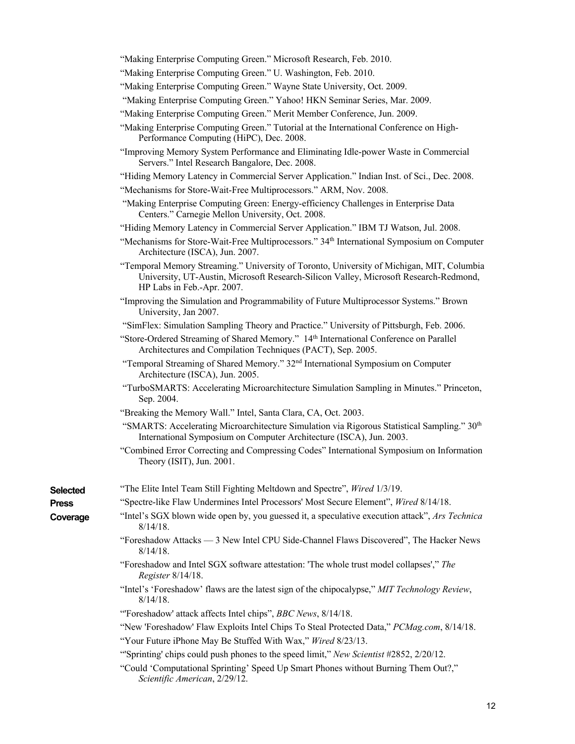"Making Enterprise Computing Green." Microsoft Research, Feb. 2010.

"Making Enterprise Computing Green." U. Washington, Feb. 2010.

"Making Enterprise Computing Green." Wayne State University, Oct. 2009.

"Making Enterprise Computing Green." Yahoo! HKN Seminar Series, Mar. 2009.

"Making Enterprise Computing Green." Merit Member Conference, Jun. 2009.

"Making Enterprise Computing Green." Tutorial at the International Conference on High-Performance Computing (HiPC), Dec. 2008.

"Improving Memory System Performance and Eliminating Idle-power Waste in Commercial Servers." Intel Research Bangalore, Dec. 2008.

"Hiding Memory Latency in Commercial Server Application." Indian Inst. of Sci., Dec. 2008.

"Mechanisms for Store-Wait-Free Multiprocessors." ARM, Nov. 2008.

"Making Enterprise Computing Green: Energy-efficiency Challenges in Enterprise Data Centers." Carnegie Mellon University, Oct. 2008.

"Hiding Memory Latency in Commercial Server Application." IBM TJ Watson, Jul. 2008.

"Mechanisms for Store-Wait-Free Multiprocessors." 34th International Symposium on Computer Architecture (ISCA), Jun. 2007.

"Temporal Memory Streaming." University of Toronto, University of Michigan, MIT, Columbia University, UT-Austin, Microsoft Research-Silicon Valley, Microsoft Research-Redmond, HP Labs in Feb.-Apr. 2007.

"Improving the Simulation and Programmability of Future Multiprocessor Systems." Brown University, Jan 2007.

"SimFlex: Simulation Sampling Theory and Practice." University of Pittsburgh, Feb. 2006.

"Store-Ordered Streaming of Shared Memory." 14th International Conference on Parallel Architectures and Compilation Techniques (PACT), Sep. 2005.

"Temporal Streaming of Shared Memory." 32nd International Symposium on Computer Architecture (ISCA), Jun. 2005.

"TurboSMARTS: Accelerating Microarchitecture Simulation Sampling in Minutes." Princeton, Sep. 2004.

"Breaking the Memory Wall." Intel, Santa Clara, CA, Oct. 2003.

"SMARTS: Accelerating Microarchitecture Simulation via Rigorous Statistical Sampling." 30th International Symposium on Computer Architecture (ISCA), Jun. 2003.

"Combined Error Correcting and Compressing Codes" International Symposium on Information Theory (ISIT), Jun. 2001.

**Selected Press Coverage**

"The Elite Intel Team Still Fighting Meltdown and Spectre", *Wired* 1/3/19.

"Spectre-like Flaw Undermines Intel Processors' Most Secure Element", *Wired* 8/14/18.

"Intel's SGX blown wide open by, you guessed it, a speculative execution attack", *Ars Technica* 8/14/18.

"Foreshadow Attacks — 3 New Intel CPU Side-Channel Flaws Discovered", The Hacker News 8/14/18.

"Foreshadow and Intel SGX software attestation: 'The whole trust model collapses'," *The Register* 8/14/18.

"Intel's 'Foreshadow' flaws are the latest sign of the chipocalypse," *MIT Technology Review*, 8/14/18.

"'Foreshadow' attack affects Intel chips", *BBC News*, 8/14/18.

"New 'Foreshadow' Flaw Exploits Intel Chips To Steal Protected Data," *PCMag.com*, 8/14/18.

"Your Future iPhone May Be Stuffed With Wax," *Wired* 8/23/13.

"'Sprinting' chips could push phones to the speed limit," *New Scientist* #2852, 2/20/12.

"Could 'Computational Sprinting' Speed Up Smart Phones without Burning Them Out?," *Scientific American*, 2/29/12.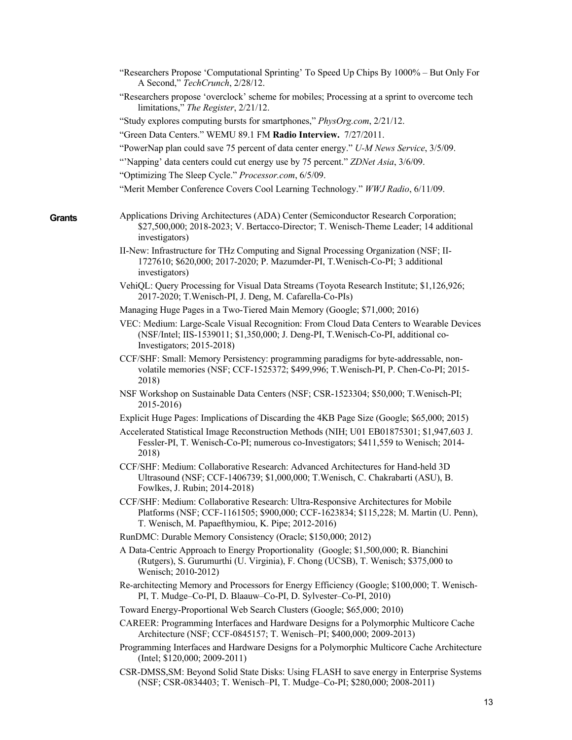"Researchers Propose 'Computational Sprinting' To Speed Up Chips By 1000% – But Only For A Second," *TechCrunch*, 2/28/12.

"Researchers propose 'overclock' scheme for mobiles; Processing at a sprint to overcome tech limitations," *The Register*, 2/21/12.

"Study explores computing bursts for smartphones," *PhysOrg.com*, 2/21/12.

"Green Data Centers." WEMU 89.1 FM **Radio Interview.** 7/27/2011.

"PowerNap plan could save 75 percent of data center energy." *U-M News Service*, 3/5/09.

"'Napping' data centers could cut energy use by 75 percent." *ZDNet Asia*, 3/6/09.

"Optimizing The Sleep Cycle." *Processor.com*, 6/5/09.

"Merit Member Conference Covers Cool Learning Technology." *WWJ Radio*, 6/11/09.

## Grants

Applications Driving Architectures (ADA) Center (Semiconductor Research Corporation; $27,500,000; 2018-2023; V. Bertacco-Director; T. Wenisch-Theme Leader; 14 additional investigators)

II-New: Infrastructure for THz Computing and Signal Processing Organization (NSF; II-1727610; $620,000; 2017-2020; P. Mazumder-PI, T.Wenisch-Co-PI; 3 additional investigators)

VehiQL: Query Processing for Visual Data Streams (Toyota Research Institute; $1,126,926; 2017-2020; T.Wenisch-PI, J. Deng, M. Cafarella-Co-PIs)

Managing Huge Pages in a Two-Tiered Main Memory (Google; $71,000; 2016)

VEC: Medium: Large-Scale Visual Recognition: From Cloud Data Centers to Wearable Devices (NSF/Intel; IIS-1539011; $1,350,000; J. Deng-PI, T.Wenisch-Co-PI, additional co-Investigators; 2015-2018)

CCF/SHF: Small: Memory Persistency: programming paradigms for byte-addressable, non-volatile memories (NSF; CCF-1525372; $499,996; T.Wenisch-PI, P. Chen-Co-PI; 2015-2018)

NSF Workshop on Sustainable Data Centers (NSF; CSR-1523304; $50,000; T.Wenisch-PI; 2015-2016)

Explicit Huge Pages: Implications of Discarding the 4KB Page Size (Google; $65,000; 2015)

Accelerated Statistical Image Reconstruction Methods (NIH; U01 EB01875301; $1,947,603 J. Fessler-PI, T. Wenisch-Co-PI; numerous co-Investigators; $411,559 to Wenisch; 2014-2018)

CCF/SHF: Medium: Collaborative Research: Advanced Architectures for Hand-held 3D Ultrasound (NSF; CCF-1406739; $1,000,000; T.Wenisch, C. Chakrabarti (ASU), B. Fowlkes, J. Rubin; 2014-2018)

CCF/SHF: Medium: Collaborative Research: Ultra-Responsive Architectures for Mobile Platforms (NSF; CCF-1161505; $900,000; CCF-1623834; $115,228; M. Martin (U. Penn), T. Wenisch, M. Papaefthymiou, K. Pipe; 2012-2016)

RunDMC: Durable Memory Consistency (Oracle; $150,000; 2012)

A Data-Centric Approach to Energy Proportionality (Google; $1,500,000; R. Bianchini (Rutgers), S. Gurumurthi (U. Virginia), F. Chong (UCSB), T. Wenisch; $375,000 to Wenisch; 2010-2012)

Re-architecting Memory and Processors for Energy Efficiency (Google; $100,000; T. Wenisch-PI, T. Mudge–Co-PI, D. Blaauw–Co-PI, D. Sylvester–Co-PI, 2010)

Toward Energy-Proportional Web Search Clusters (Google; $65,000; 2010)

CAREER: Programming Interfaces and Hardware Designs for a Polymorphic Multicore Cache Architecture (NSF; CCF-0845157; T. Wenisch–PI; $400,000; 2009-2013)

Programming Interfaces and Hardware Designs for a Polymorphic Multicore Cache Architecture (Intel; $120,000; 2009-2011)

CSR-DMSS,SM: Beyond Solid State Disks: Using FLASH to save energy in Enterprise Systems (NSF; CSR-0834403; T. Wenisch–PI, T. Mudge–Co-PI; $280,000; 2008-2011)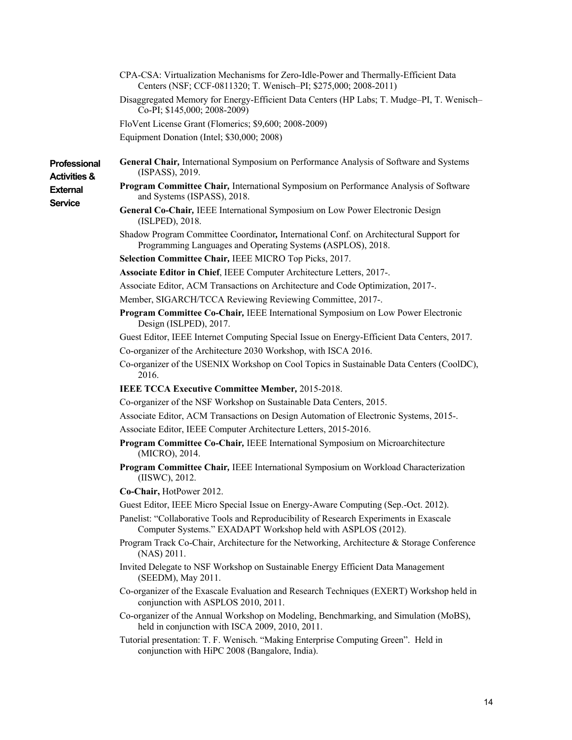CPA-CSA: Virtualization Mechanisms for Zero-Idle-Power and Thermally-Efficient Data Centers (NSF; CCF-0811320; T. Wenisch–PI; $275,000; 2008-2011)

Disaggregated Memory for Energy-Efficient Data Centers (HP Labs; T. Mudge–PI, T. Wenisch–Co-PI; $145,000; 2008-2009)

FloVent License Grant (Flomerics; $9,600; 2008-2009)

Equipment Donation (Intel; $30,000; 2008)

**Professional Activities & External Service**

**General Chair,** International Symposium on Performance Analysis of Software and Systems (ISPASS), 2019.

**Program Committee Chair,** International Symposium on Performance Analysis of Software and Systems (ISPASS), 2018.

**General Co-Chair,** IEEE International Symposium on Low Power Electronic Design (ISLPED), 2018.

Shadow Program Committee Coordinator**,** International Conf. on Architectural Support for Programming Languages and Operating Systems **(**ASPLOS), 2018.

**Selection Committee Chair,** IEEE MICRO Top Picks, 2017.

**Associate Editor in Chief**, IEEE Computer Architecture Letters, 2017-.

Associate Editor, ACM Transactions on Architecture and Code Optimization, 2017-.

Member, SIGARCH/TCCA Reviewing Reviewing Committee, 2017-.

**Program Committee Co-Chair,** IEEE International Symposium on Low Power Electronic Design (ISLPED), 2017.

Guest Editor, IEEE Internet Computing Special Issue on Energy-Efficient Data Centers, 2017.

Co-organizer of the Architecture 2030 Workshop, with ISCA 2016.

Co-organizer of the USENIX Workshop on Cool Topics in Sustainable Data Centers (CoolDC), 2016.

**IEEE TCCA Executive Committee Member,** 2015-2018.

Co-organizer of the NSF Workshop on Sustainable Data Centers, 2015.

Associate Editor, ACM Transactions on Design Automation of Electronic Systems, 2015-.

Associate Editor, IEEE Computer Architecture Letters, 2015-2016.

**Program Committee Co-Chair,** IEEE International Symposium on Microarchitecture (MICRO), 2014.

**Program Committee Chair,** IEEE International Symposium on Workload Characterization (IISWC), 2012.

**Co-Chair,** HotPower 2012.

Guest Editor, IEEE Micro Special Issue on Energy-Aware Computing (Sep.-Oct. 2012).

Panelist: "Collaborative Tools and Reproducibility of Research Experiments in Exascale Computer Systems." EXADAPT Workshop held with ASPLOS (2012).

Program Track Co-Chair, Architecture for the Networking, Architecture & Storage Conference (NAS) 2011.

Invited Delegate to NSF Workshop on Sustainable Energy Efficient Data Management (SEEDM), May 2011.

Co-organizer of the Exascale Evaluation and Research Techniques (EXERT) Workshop held in conjunction with ASPLOS 2010, 2011.

Co-organizer of the Annual Workshop on Modeling, Benchmarking, and Simulation (MoBS), held in conjunction with ISCA 2009, 2010, 2011.

Tutorial presentation: T. F. Wenisch. "Making Enterprise Computing Green". Held in conjunction with HiPC 2008 (Bangalore, India).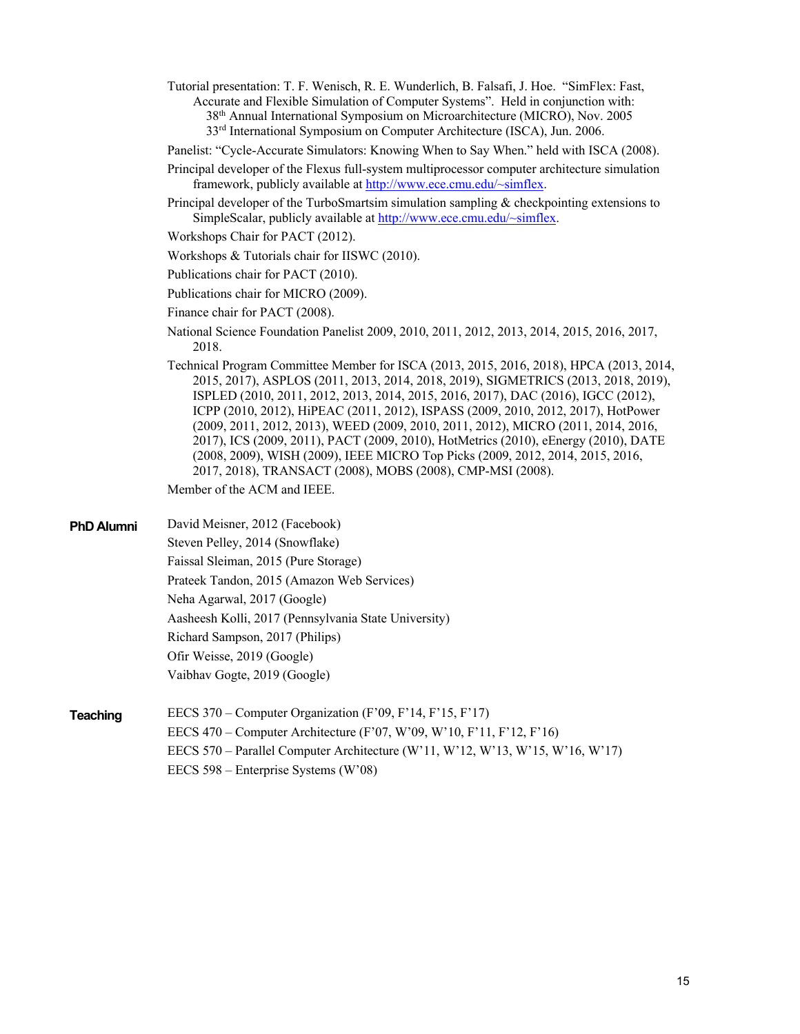Tutorial presentation: T. F. Wenisch, R. E. Wunderlich, B. Falsafi, J. Hoe. "SimFlex: Fast, Accurate and Flexible Simulation of Computer Systems". Held in conjunction with:
38th Annual International Symposium on Microarchitecture (MICRO), Nov. 2005
33rd International Symposium on Computer Architecture (ISCA), Jun. 2006.

Panelist: "Cycle-Accurate Simulators: Knowing When to Say When." held with ISCA (2008).

Principal developer of the Flexus full-system multiprocessor computer architecture simulation framework, publicly available at http://www.ece.cmu.edu/~simflex.

Principal developer of the TurboSmartsim simulation sampling & checkpointing extensions to SimpleScalar, publicly available at http://www.ece.cmu.edu/~simflex.

Workshops Chair for PACT (2012).

Workshops & Tutorials chair for IISWC (2010).

Publications chair for PACT (2010).

Publications chair for MICRO (2009).

Finance chair for PACT (2008).

National Science Foundation Panelist 2009, 2010, 2011, 2012, 2013, 2014, 2015, 2016, 2017, 2018.

Technical Program Committee Member for ISCA (2013, 2015, 2016, 2018), HPCA (2013, 2014, 2015, 2017), ASPLOS (2011, 2013, 2014, 2018, 2019), SIGMETRICS (2013, 2018, 2019), ISPLED (2010, 2011, 2012, 2013, 2014, 2015, 2016, 2017), DAC (2016), IGCC (2012), ICPP (2010, 2012), HiPEAC (2011, 2012), ISPASS (2009, 2010, 2012, 2017), HotPower (2009, 2011, 2012, 2013), WEED (2009, 2010, 2011, 2012), MICRO (2011, 2014, 2016, 2017), ICS (2009, 2011), PACT (2009, 2010), HotMetrics (2010), eEnergy (2010), DATE (2008, 2009), WISH (2009), IEEE MICRO Top Picks (2009, 2012, 2014, 2015, 2016, 2017, 2018), TRANSACT (2008), MOBS (2008), CMP-MSI (2008).

Member of the ACM and IEEE.

**PhD Alumni**

David Meisner, 2012 (Facebook)
Steven Pelley, 2014 (Snowflake)
Faissal Sleiman, 2015 (Pure Storage)
Prateek Tandon, 2015 (Amazon Web Services)
Neha Agarwal, 2017 (Google)
Aasheesh Kolli, 2017 (Pennsylvania State University)
Richard Sampson, 2017 (Philips)
Ofir Weisse, 2019 (Google)
Vaibhav Gogte, 2019 (Google)

**Teaching**

EECS 370 – Computer Organization (F'09, F'14, F'15, F'17)
EECS 470 – Computer Architecture (F'07, W'09, W'10, F'11, F'12, F'16)
EECS 570 – Parallel Computer Architecture (W'11, W'12, W'13, W'15, W'16, W'17)
EECS 598 – Enterprise Systems (W'08)